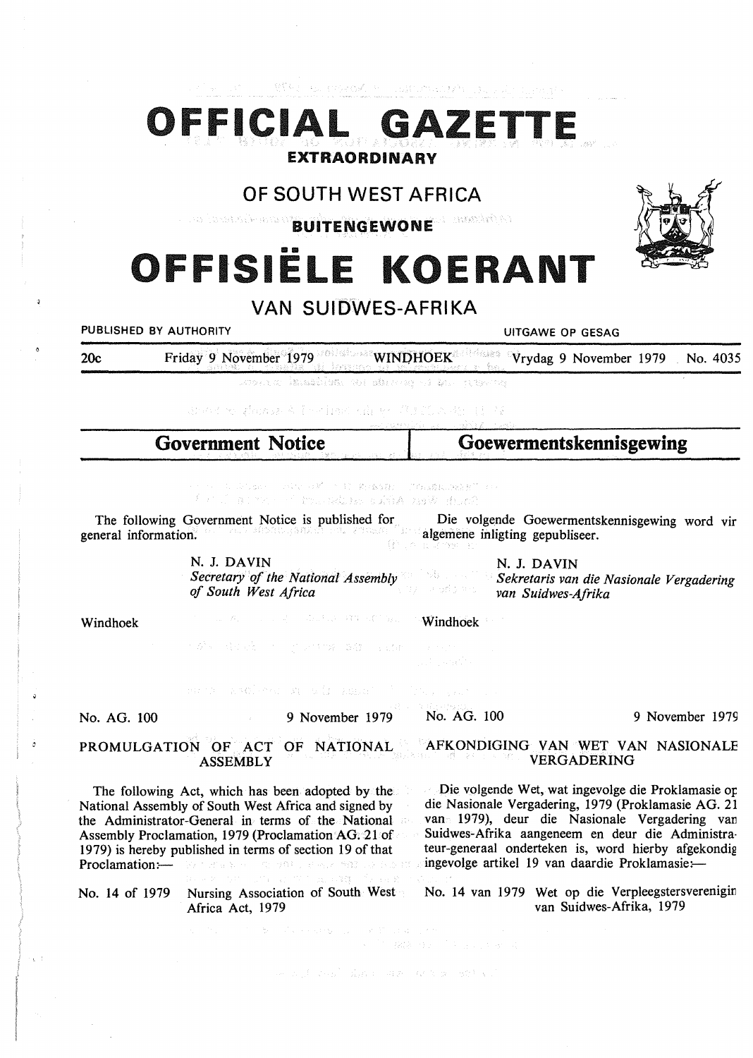# OFFICIAL GAZETTE

**EXTRAORDINARY**

## OF SOUTH WEST AFRICA

**BUITENGEWONE**

# OFFISIËLE KOERANT

## VAN SUIDWES-AFRIKA

PUBLISHED BY AUTHORITY — UITGAWE OP GESAG

20c — Friday 9 November 1979 — WINDHOEK — Vrydag 9 November 1979 — No. 4035

## Government Notice

The following Government Notice is published for general information.

N. J. DAVIN
*Secretary of the National Assembly of South West Africa*

Windhoek

No. AG. 100 — 9 November 1979

PROMULGATION OF ACT OF NATIONAL ASSEMBLY

The following Act, which has been adopted by the National Assembly of South West Africa and signed by the Administrator-General in terms of the National Assembly Proclamation, 1979 (Proclamation AG. 21 of 1979) is hereby published in terms of section 19 of that Proclamation:—

No. 14 of 1979 — Nursing Association of South West Africa Act, 1979

## Goewermentskennisgewing

Die volgende Goewermentskennisgewing word vir algemene inligting gepubliseer.

N. J. DAVIN
*Sekretaris van die Nasionale Vergadering van Suidwes-Afrika*

Windhoek

No. AG. 100 — 9 November 1979

AFKONDIGING VAN WET VAN NASIONALE VERGADERING

Die volgende Wet, wat ingevolge die Proklamasie op die Nasionale Vergadering, 1979 (Proklamasie AG. 21 van 1979), deur die Nasionale Vergadering van Suidwes-Afrika aangeneem en deur die Administrateur-generaal onderteken is, word hierby afgekondig ingevolge artikel 19 van daardie Proklamasie:—

No. 14 van 1979 — Wet op die Verpleegstersvereniging van Suidwes-Afrika, 1979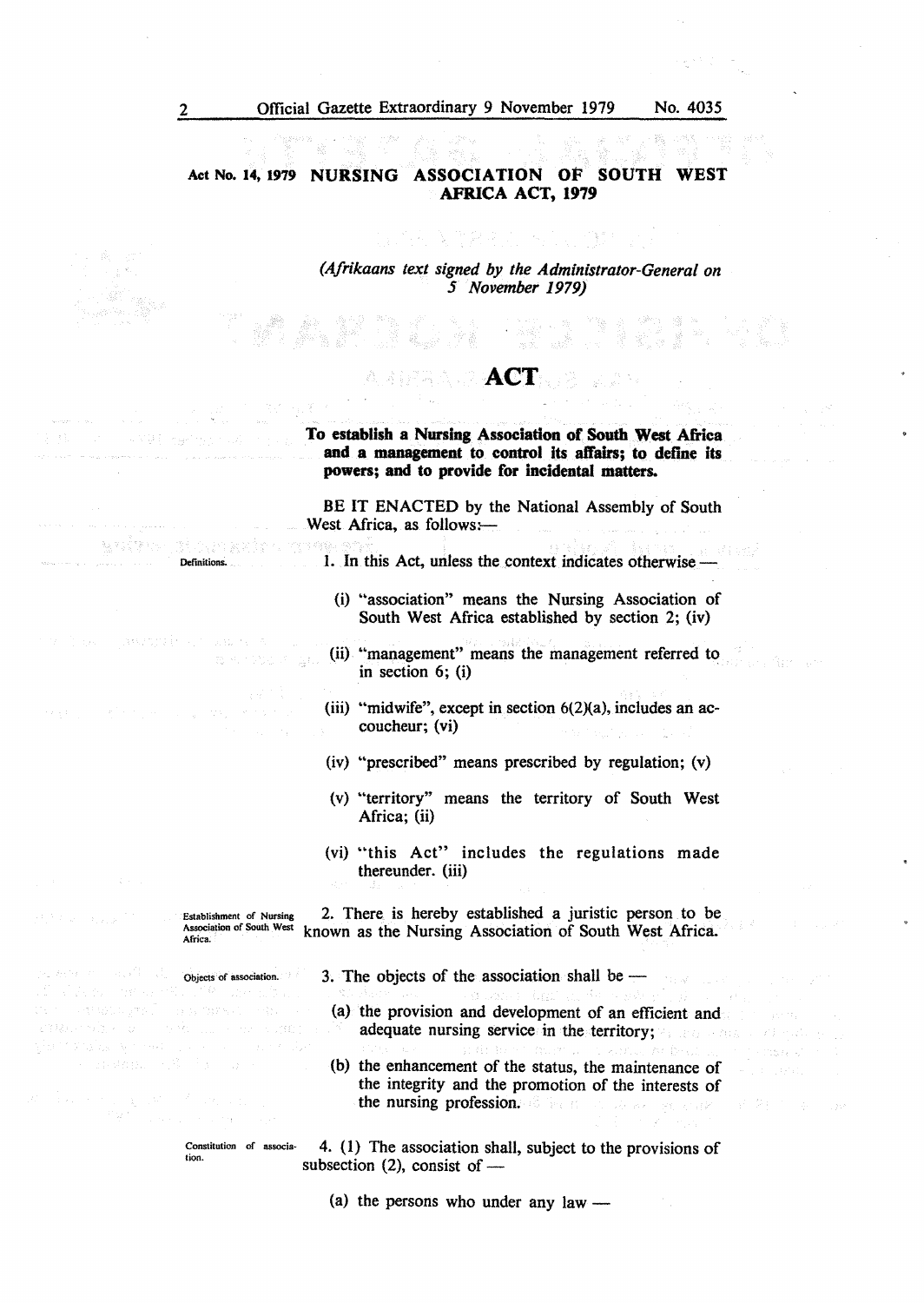**Act No. 14, 1979 NURSING ASSOCIATION OF SOUTH WEST AFRICA ACT, 1979**

*(Afrikaans text signed by the Administrator-General on 5 November 1979)*

# ACT

**To establish a Nursing Association of South West Africa and a management to control its affairs; to define its powers; and to provide for incidental matters.**

BE IT ENACTED by the National Assembly of South West Africa, as follows:—

Definitions.

1. In this Act, unless the context indicates otherwise —

(i) "association" means the Nursing Association of South West Africa established by section 2; (iv)

(ii) "management" means the management referred to in section 6; (i)

(iii) "midwife", except in section 6(2)(a), includes an accoucheur; (vi)

(iv) "prescribed" means prescribed by regulation; (v)

(v) "territory" means the territory of South West Africa; (ii)

(vi) "this Act" includes the regulations made thereunder. (iii)

Establishment of Nursing Association of South West Africa.

2. There is hereby established a juristic person to be known as the Nursing Association of South West Africa.

Objects of association.

3. The objects of the association shall be —

(a) the provision and development of an efficient and adequate nursing service in the territory;

(b) the enhancement of the status, the maintenance of the integrity and the promotion of the interests of the nursing profession.

Constitution of association.

4. (1) The association shall, subject to the provisions of subsection (2), consist of —

(a) the persons who under any law —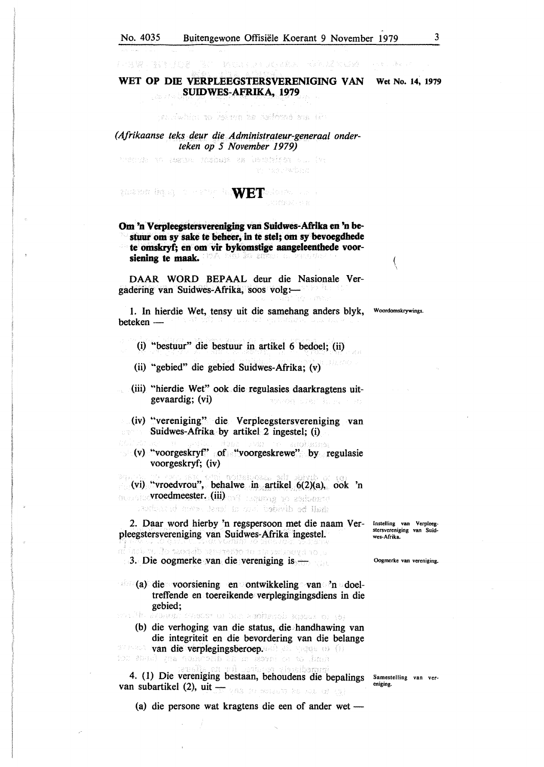## WET OP DIE VERPLEEGSTERSVERENIGING VAN SUIDWES-AFRIKA, 1979

Wet No. 14, 1979

*(Afrikaanse teks deur die Administrateur-generaal onderteken op 5 November 1979)*

# WET

**Om 'n Verpleegstersvereniging van Suidwes-Afrika en 'n bestuur om sy sake te beheer, in te stel; om sy bevoegdhede te omskryf; en om vir bykomstige aangeleenthede voorsiening te maak.**

DAAR WORD BEPAAL deur die Nasionale Vergadering van Suidwes-Afrika, soos volg:—

Woordomskrywings.

1. In hierdie Wet, tensy uit die samehang anders blyk, beteken —

   (i) "bestuur" die bestuur in artikel 6 bedoel; (ii)

   (ii) "gebied" die gebied Suidwes-Afrika; (v)

   (iii) "hierdie Wet" ook die regulasies daarkragtens uitgevaardig; (vi)

   (iv) "vereniging" die Verpleegstersvereniging van Suidwes-Afrika by artikel 2 ingestel; (i)

   (v) "voorgeskryf" of "voorgeskrewe" by regulasie voorgeskryf; (iv)

   (vi) "vroedvrou", behalwe in artikel 6(2)(a), ook 'n vroedmeester. (iii)

Instelling van Verpleegstersvereniging van Suidwes-Afrika.

2. Daar word hierby 'n regspersoon met die naam Verpleegstersvereniging van Suidwes-Afrika ingestel.

Oogmerke van vereniging.

3. Die oogmerke van die vereniging is —

   (a) die voorsiening en ontwikkeling van 'n doeltreffende en toereikende verplegingingsdiens in die gebied;

   (b) die verhoging van die status, die handhawing van die integriteit en die bevordering van die belange van die verplegingsberoep.

Samestelling van vereniging.

4. (1) Die vereniging bestaan, behoudens die bepalings van subartikel (2), uit —

   (a) die persone wat kragtens die een of ander wet —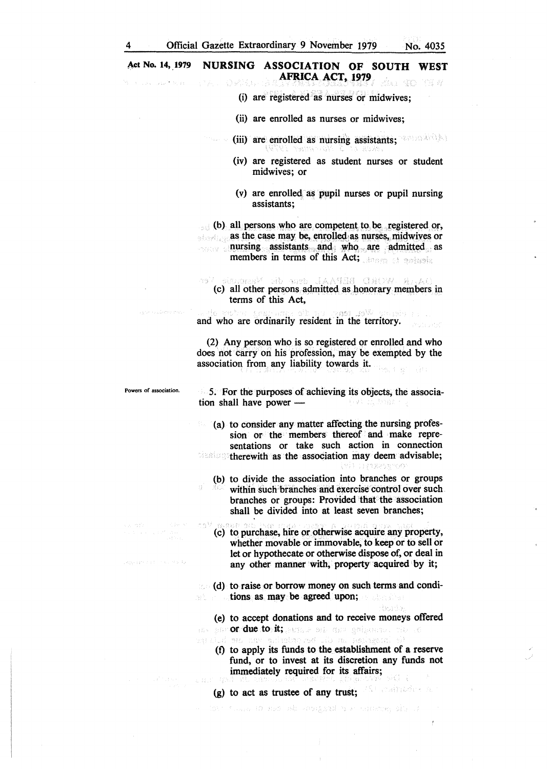**Act No. 14, 1979** **NURSING ASSOCIATION OF SOUTH WEST AFRICA ACT, 1979**

(i) are registered as nurses or midwives;

(ii) are enrolled as nurses or midwives;

(iii) are enrolled as nursing assistants;

(iv) are registered as student nurses or student midwives; or

(v) are enrolled as pupil nurses or pupil nursing assistants;

(b) all persons who are competent to be registered or, as the case may be, enrolled as nurses, midwives or nursing assistants and who are admitted as members in terms of this Act;

(c) all other persons admitted as honorary members in terms of this Act,

and who are ordinarily resident in the territory.

(2) Any person who is so registered or enrolled and who does not carry on his profession, may be exempted by the association from any liability towards it.

Powers of association.

5. For the purposes of achieving its objects, the association shall have power —

(a) to consider any matter affecting the nursing profession or the members thereof and make representations or take such action in connection therewith as the association may deem advisable;

(b) to divide the association into branches or groups within such branches and exercise control over such branches or groups: Provided that the association shall be divided into at least seven branches;

(c) to purchase, hire or otherwise acquire any property, whether movable or immovable, to keep or to sell or let or hypothecate or otherwise dispose of, or deal in any other manner with, property acquired by it;

(d) to raise or borrow money on such terms and conditions as may be agreed upon;

(e) to accept donations and to receive moneys offered or due to it;

(f) to apply its funds to the establishment of a reserve fund, or to invest at its discretion any funds not immediately required for its affairs;

(g) to act as trustee of any trust;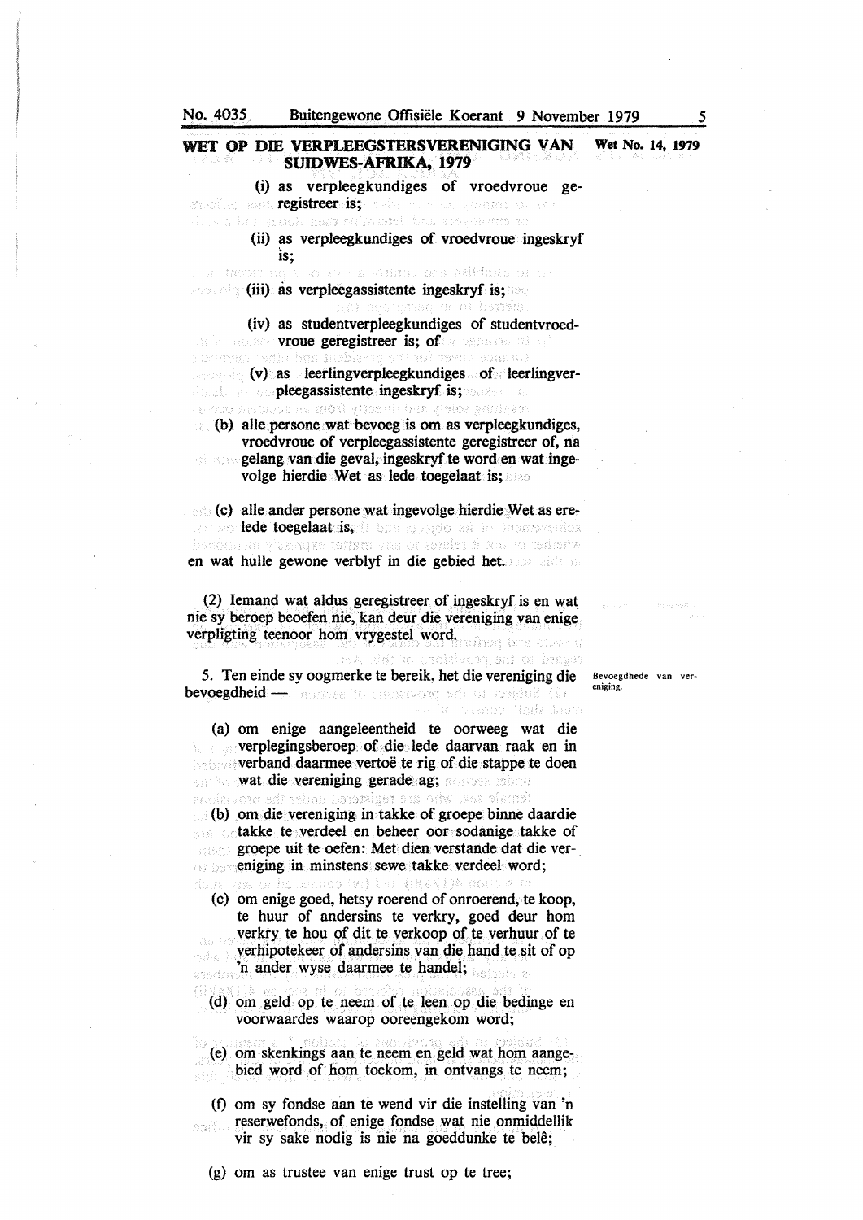## WET OP DIE VERPLEEGSTERSVERENIGING VAN SUIDWES-AFRIKA, 1979

**Wet No. 14, 1979**

(i) as verpleegkundiges of vroedvroue geregistreer is;

(ii) as verpleegkundiges of vroedvroue ingeskryf is;

(iii) as verpleegassistente ingeskryf is;

(iv) as studentverpleegkundiges of studentvroedvroue geregistreer is; of

(v) as leerlingverpleegkundiges of leerlingverpleegassistente ingeskryf is;

(b) alle persone wat bevoeg is om as verpleegkundiges, vroedvroue of verpleegassistente geregistreer of, na gelang van die geval, ingeskryf te word en wat ingevolge hierdie Wet as lede toegelaat is;

(c) alle ander persone wat ingevolge hierdie Wet as erelede toegelaat is,

en wat hulle gewone verblyf in die gebied het.

(2) Iemand wat aldus geregistreer of ingeskryf is en wat nie sy beroep beoefen nie, kan deur die vereniging van enige verpligting teenoor hom vrygestel word.

Bevoegdhede van vereniging.

5. Ten einde sy oogmerke te bereik, het die vereniging die bevoegdheid —

(a) om enige aangeleentheid te oorweeg wat die verplegingsberoep of die lede daarvan raak en in verband daarmee vertoë te rig of die stappe te doen wat die vereniging gerade ag;

(b) om die vereniging in takke of groepe binne daardie takke te verdeel en beheer oor sodanige takke of groepe uit te oefen: Met dien verstande dat die vereniging in minstens sewe takke verdeel word;

(c) om enige goed, hetsy roerend of onroerend, te koop, te huur of andersins te verkry, goed deur hom verkry te hou of dit te verkoop of te verhuur of te verhipotekeer of andersins van die hand te sit of op 'n ander wyse daarmee te handel;

(d) om geld op te neem of te leen op die bedinge en voorwaardes waarop ooreengekom word;

(e) om skenkings aan te neem en geld wat hom aangebied word of hom toekom, in ontvangs te neem;

(f) om sy fondse aan te wend vir die instelling van 'n reserwefonds, of enige fondse wat nie onmiddellik vir sy sake nodig is nie na goeddunke te belê;

(g) om as trustee van enige trust op te tree;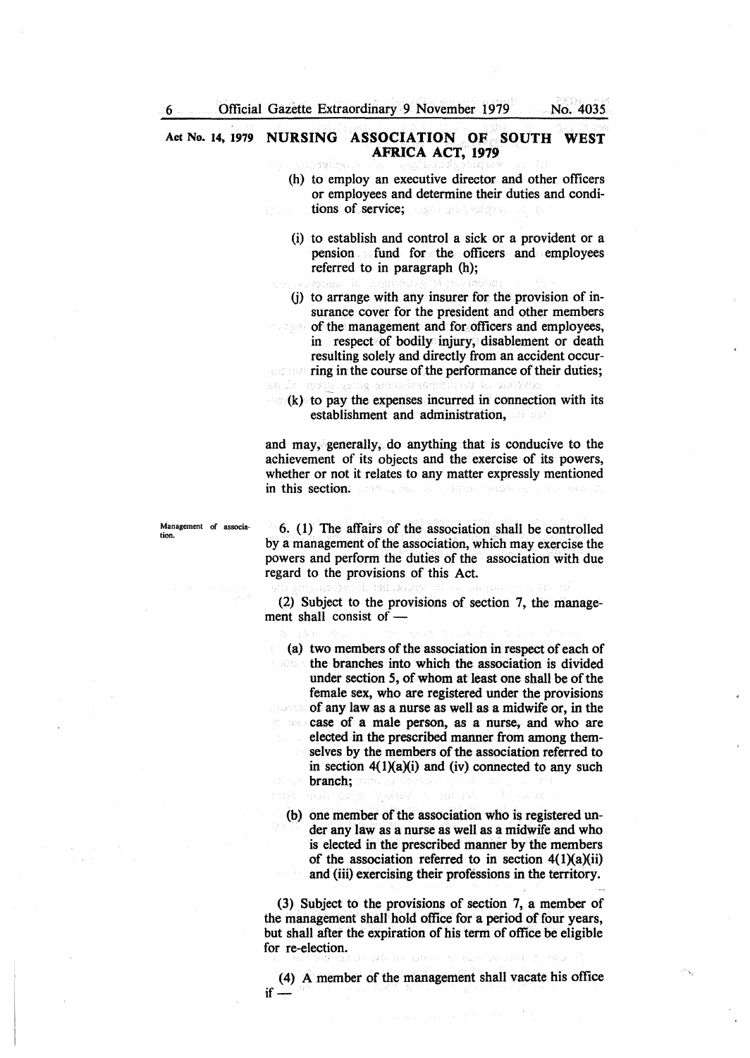**Act No. 14, 1979** **NURSING ASSOCIATION OF SOUTH WEST AFRICA ACT, 1979**

(h) to employ an executive director and other officers or employees and determine their duties and conditions of service;

(i) to establish and control a sick or a provident or a pension fund for the officers and employees referred to in paragraph (h);

(j) to arrange with any insurer for the provision of insurance cover for the president and other members of the management and for officers and employees, in respect of bodily injury, disablement or death resulting solely and directly from an accident occurring in the course of the performance of their duties;

(k) to pay the expenses incurred in connection with its establishment and administration,

and may, generally, do anything that is conducive to the achievement of its objects and the exercise of its powers, whether or not it relates to any matter expressly mentioned in this section.

*Management of association.*

6. (1) The affairs of the association shall be controlled by a management of the association, which may exercise the powers and perform the duties of the association with due regard to the provisions of this Act.

(2) Subject to the provisions of section 7, the management shall consist of —

(a) two members of the association in respect of each of the branches into which the association is divided under section 5, of whom at least one shall be of the female sex, who are registered under the provisions of any law as a nurse as well as a midwife or, in the case of a male person, as a nurse, and who are elected in the prescribed manner from among themselves by the members of the association referred to in section 4(1)(a)(i) and (iv) connected to any such branch;

(b) one member of the association who is registered under any law as a nurse as well as a midwife and who is elected in the prescribed manner by the members of the association referred to in section 4(1)(a)(ii) and (iii) exercising their professions in the territory.

(3) Subject to the provisions of section 7, a member of the management shall hold office for a period of four years, but shall after the expiration of his term of office be eligible for re-election.

(4) A member of the management shall vacate his office if —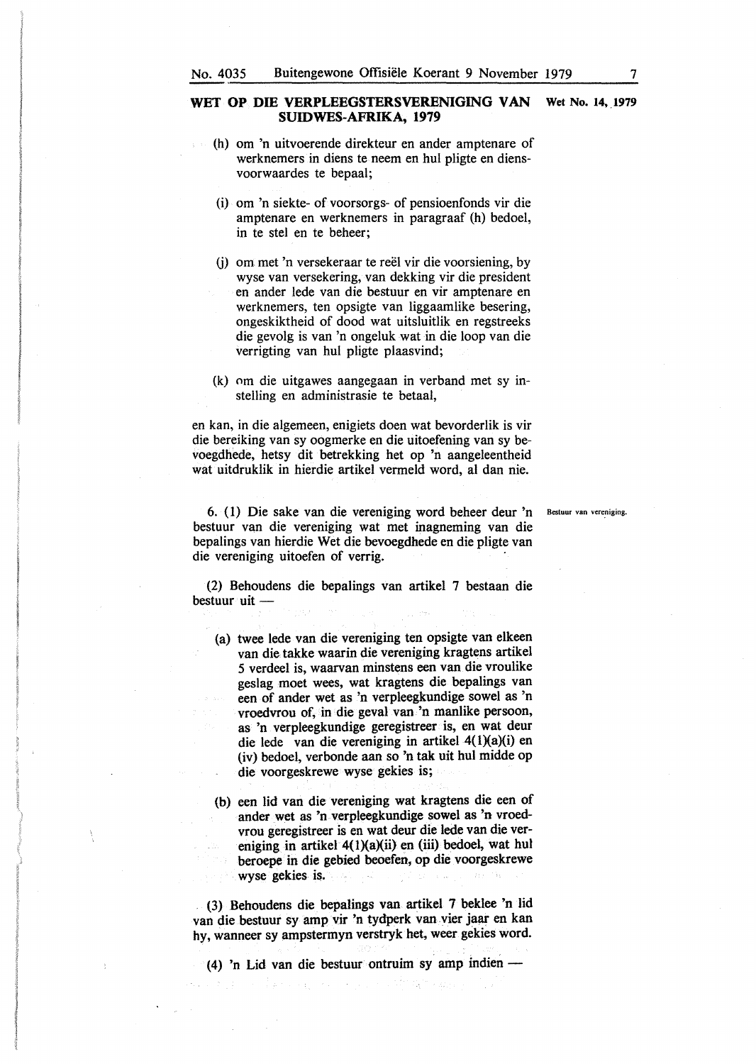## WET OP DIE VERPLEEGSTERSVERENIGING VAN SUIDWES-AFRIKA, 1979

Wet No. 14, 1979

(h) om 'n uitvoerende direkteur en ander amptenare of werknemers in diens te neem en hul pligte en diensvoorwaardes te bepaal;

(i) om 'n siekte- of voorsorgs- of pensioenfonds vir die amptenare en werknemers in paragraaf (h) bedoel, in te stel en te beheer;

(j) om met 'n versekeraar te reël vir die voorsiening, by wyse van versekering, van dekking vir die president en ander lede van die bestuur en vir amptenare en werknemers, ten opsigte van liggaamlike besering, ongeskiktheid of dood wat uitsluitlik en regstreeks die gevolg is van 'n ongeluk wat in die loop van die verrigting van hul pligte plaasvind;

(k) om die uitgawes aangegaan in verband met sy instelling en administrasie te betaal,

en kan, in die algemeen, enigiets doen wat bevorderlik is vir die bereiking van sy oogmerke en die uitoefening van sy bevoegdhede, hetsy dit betrekking het op 'n aangeleentheid wat uitdruklik in hierdie artikel vermeld word, al dan nie.

Bestuur van vereniging.

6. (1) Die sake van die vereniging word beheer deur 'n bestuur van die vereniging wat met inagneming van die bepalings van hierdie Wet die bevoegdhede en die pligte van die vereniging uitoefen of verrig.

(2) Behoudens die bepalings van artikel 7 bestaan die bestuur uit —

(a) twee lede van die vereniging ten opsigte van elkeen van die takke waarin die vereniging kragtens artikel 5 verdeel is, waarvan minstens een van die vroulike geslag moet wees, wat kragtens die bepalings van een of ander wet as 'n verpleegkundige sowel as 'n vroedvrou of, in die geval van 'n manlike persoon, as 'n verpleegkundige geregistreer is, en wat deur die lede van die vereniging in artikel 4(1)(a)(i) en (iv) bedoel, verbonde aan so 'n tak uit hul midde op die voorgeskrewe wyse gekies is;

(b) een lid van die vereniging wat kragtens die een of ander wet as 'n verpleegkundige sowel as 'n vroedvrou geregistreer is en wat deur die lede van die vereniging in artikel 4(1)(a)(ii) en (iii) bedoel, wat hul beroepe in die gebied beoefen, op die voorgeskrewe wyse gekies is.

(3) Behoudens die bepalings van artikel 7 beklee 'n lid van die bestuur sy amp vir 'n tydperk van vier jaar en kan hy, wanneer sy ampstermyn verstryk het, weer gekies word.

(4) 'n Lid van die bestuur ontruim sy amp indien —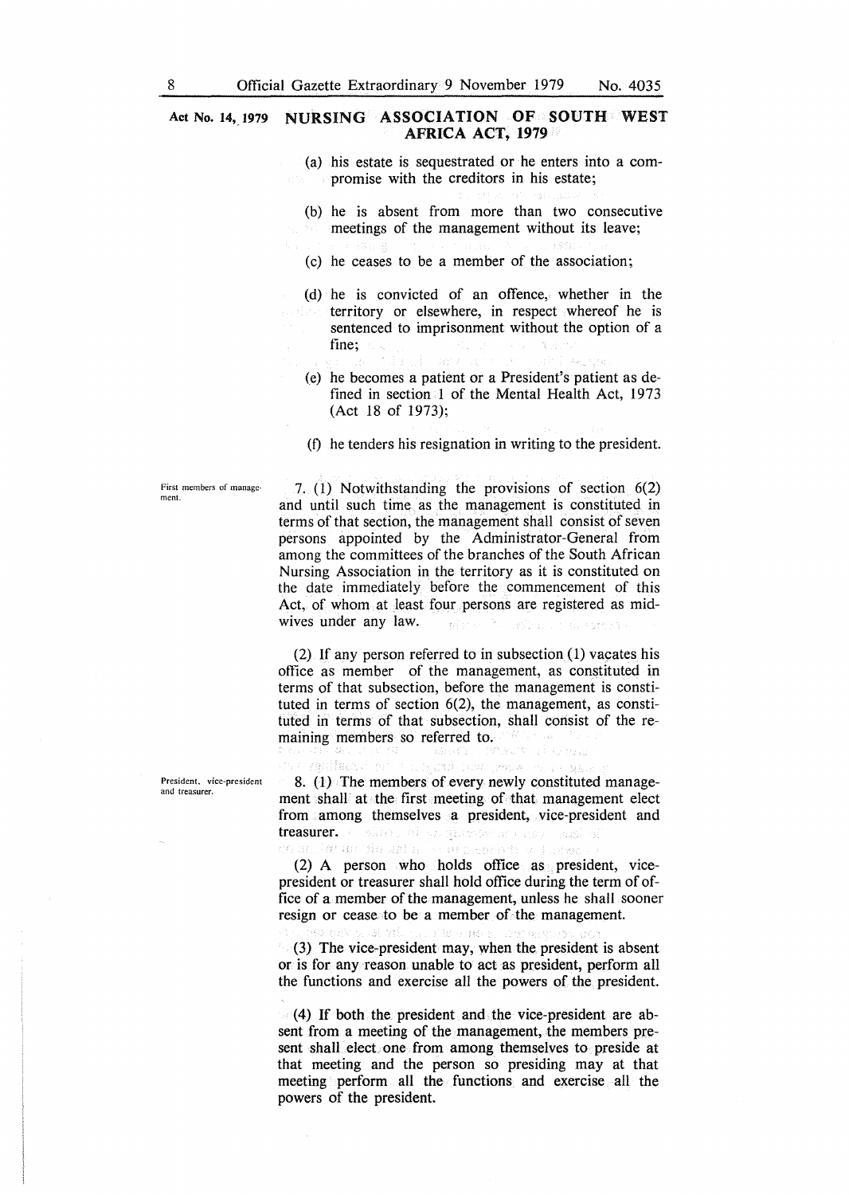(a) his estate is sequestrated or he enters into a compromise with the creditors in his estate;

(b) he is absent from more than two consecutive meetings of the management without its leave;

(c) he ceases to be a member of the association;

(d) he is convicted of an offence, whether in the territory or elsewhere, in respect whereof he is sentenced to imprisonment without the option of a fine;

(e) he becomes a patient or a President's patient as defined in section 1 of the Mental Health Act, 1973 (Act 18 of 1973);

(f) he tenders his resignation in writing to the president.

**First members of management.**

7. (1) Notwithstanding the provisions of section 6(2) and until such time as the management is constituted in terms of that section, the management shall consist of seven persons appointed by the Administrator-General from among the committees of the branches of the South African Nursing Association in the territory as it is constituted on the date immediately before the commencement of this Act, of whom at least four persons are registered as midwives under any law.

(2) If any person referred to in subsection (1) vacates his office as member of the management, as constituted in terms of that subsection, before the management is constituted in terms of section 6(2), the management, as constituted in terms of that subsection, shall consist of the remaining members so referred to.

**President, vice-president and treasurer.**

8. (1) The members of every newly constituted management shall at the first meeting of that management elect from among themselves a president, vice-president and treasurer.

(2) A person who holds office as president, vice-president or treasurer shall hold office during the term of office of a member of the management, unless he shall sooner resign or cease to be a member of the management.

(3) The vice-president may, when the president is absent or is for any reason unable to act as president, perform all the functions and exercise all the powers of the president.

(4) If both the president and the vice-president are absent from a meeting of the management, the members present shall elect one from among themselves to preside at that meeting and the person so presiding may at that meeting perform all the functions and exercise all the powers of the president.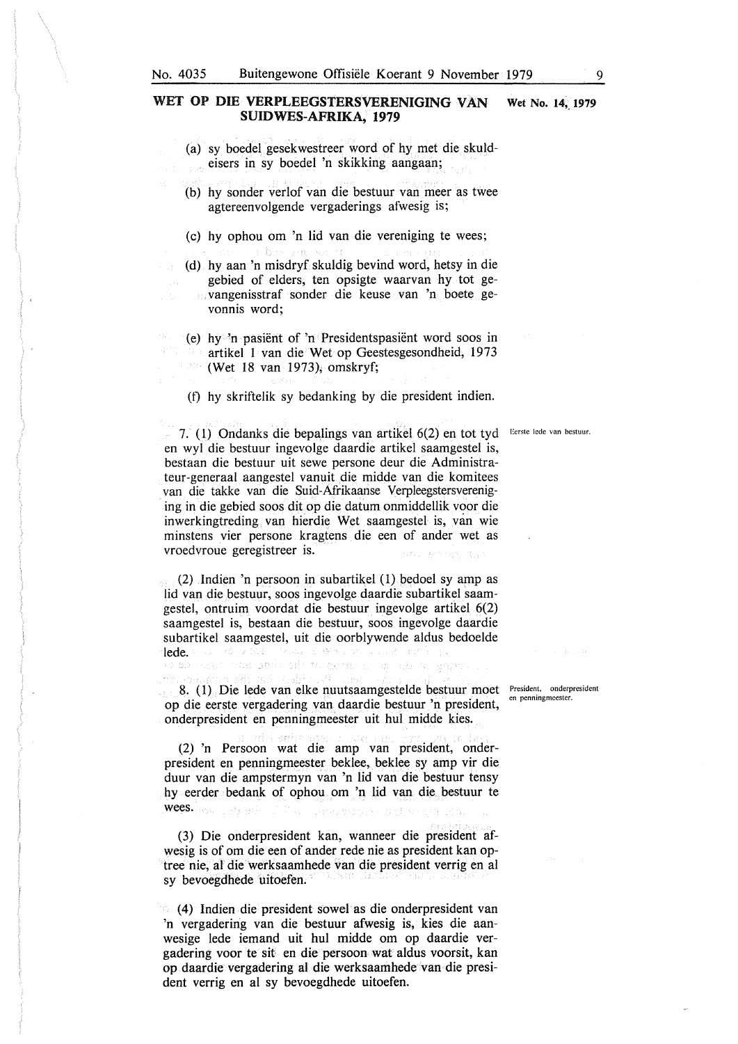## WET OP DIE VERPLEEGSTERSVERENIGING VAN SUIDWES-AFRIKA, 1979

Wet No. 14, 1979

(a) sy boedel gesekwestreer word of hy met die skuldeisers in sy boedel 'n skikking aangaan;

(b) hy sonder verlof van die bestuur van meer as twee agtereenvolgende vergaderings afwesig is;

(c) hy ophou om 'n lid van die vereniging te wees;

(d) hy aan 'n misdryf skuldig bevind word, hetsy in die gebied of elders, ten opsigte waarvan hy tot gevangenisstraf sonder die keuse van 'n boete gevonnis word;

(e) hy 'n pasiënt of 'n Presidentspasiënt word soos in artikel 1 van die Wet op Geestesgesondheid, 1973 (Wet 18 van 1973), omskryf;

(f) hy skriftelik sy bedanking by die president indien.

*Eerste lede van bestuur.*

7. (1) Ondanks die bepalings van artikel 6(2) en tot tyd en wyl die bestuur ingevolge daardie artikel saamgestel is, bestaan die bestuur uit sewe persone deur die Administrateur-generaal aangestel vanuit die midde van die komitees van die takke van die Suid-Afrikaanse Verpleegstersvereniging in die gebied soos dit op die datum onmiddellik voor die inwerkingtreding van hierdie Wet saamgestel is, van wie minstens vier persone kragtens die een of ander wet as vroedvroue geregistreer is.

(2) Indien 'n persoon in subartikel (1) bedoel sy amp as lid van die bestuur, soos ingevolge daardie subartikel saamgestel, ontruim voordat die bestuur ingevolge artikel 6(2) saamgestel is, bestaan die bestuur, soos ingevolge daardie subartikel saamgestel, uit die oorblywende aldus bedoelde lede.

*President, onderpresident en penningmeester.*

8. (1) Die lede van elke nuutsaamgestelde bestuur moet op die eerste vergadering van daardie bestuur 'n president, onderpresident en penningmeester uit hul midde kies.

(2) 'n Persoon wat die amp van president, onderpresident en penningmeester beklee, beklee sy amp vir die duur van die ampstermyn van 'n lid van die bestuur tensy hy eerder bedank of ophou om 'n lid van die bestuur te wees.

(3) Die onderpresident kan, wanneer die president afwesig is of om die een of ander rede nie as president kan optree nie, al die werksaamhede van die president verrig en al sy bevoegdhede uitoefen.

(4) Indien die president sowel as die onderpresident van 'n vergadering van die bestuur afwesig is, kies die aanwesige lede iemand uit hul midde om op daardie vergadering voor te sit en die persoon wat aldus voorsit, kan op daardie vergadering al die werksaamhede van die president verrig en al sy bevoegdhede uitoefen.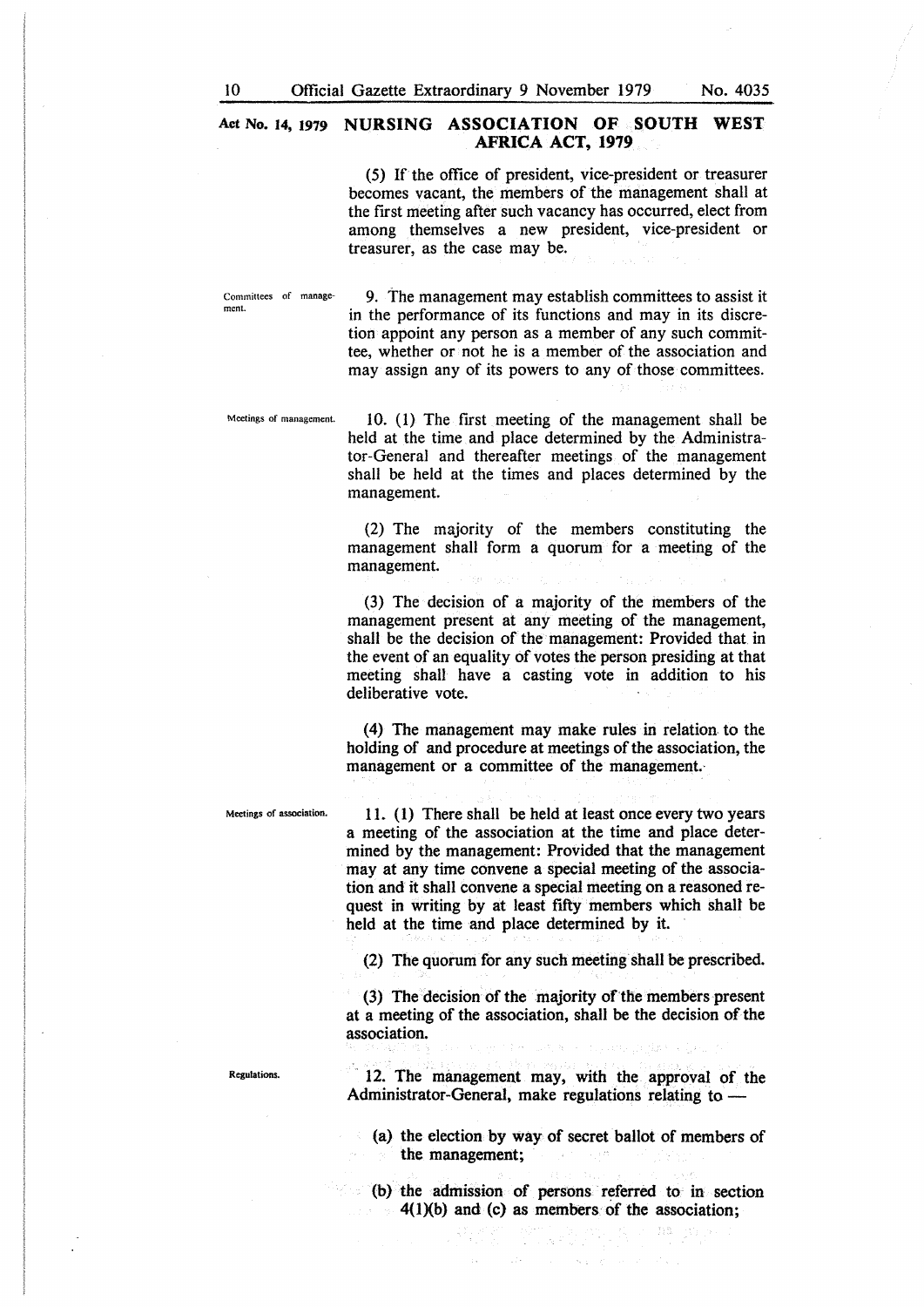(5) If the office of president, vice-president or treasurer becomes vacant, the members of the management shall at the first meeting after such vacancy has occurred, elect from among themselves a new president, vice-president or treasurer, as the case may be.

Committees of management.

9. The management may establish committees to assist it in the performance of its functions and may in its discretion appoint any person as a member of any such committee, whether or not he is a member of the association and may assign any of its powers to any of those committees.

Meetings of management.

10. (1) The first meeting of the management shall be held at the time and place determined by the Administrator-General and thereafter meetings of the management shall be held at the times and places determined by the management.

(2) The majority of the members constituting the management shall form a quorum for a meeting of the management.

(3) The decision of a majority of the members of the management present at any meeting of the management, shall be the decision of the management: Provided that in the event of an equality of votes the person presiding at that meeting shall have a casting vote in addition to his deliberative vote.

(4) The management may make rules in relation to the holding of and procedure at meetings of the association, the management or a committee of the management.

Meetings of association.

11. (1) There shall be held at least once every two years a meeting of the association at the time and place determined by the management: Provided that the management may at any time convene a special meeting of the association and it shall convene a special meeting on a reasoned request in writing by at least fifty members which shall be held at the time and place determined by it.

(2) The quorum for any such meeting shall be prescribed.

(3) The decision of the majority of the members present at a meeting of the association, shall be the decision of the association.

Regulations.

12. The management may, with the approval of the Administrator-General, make regulations relating to —

(a) the election by way of secret ballot of members of the management;

(b) the admission of persons referred to in section 4(1)(b) and (c) as members of the association;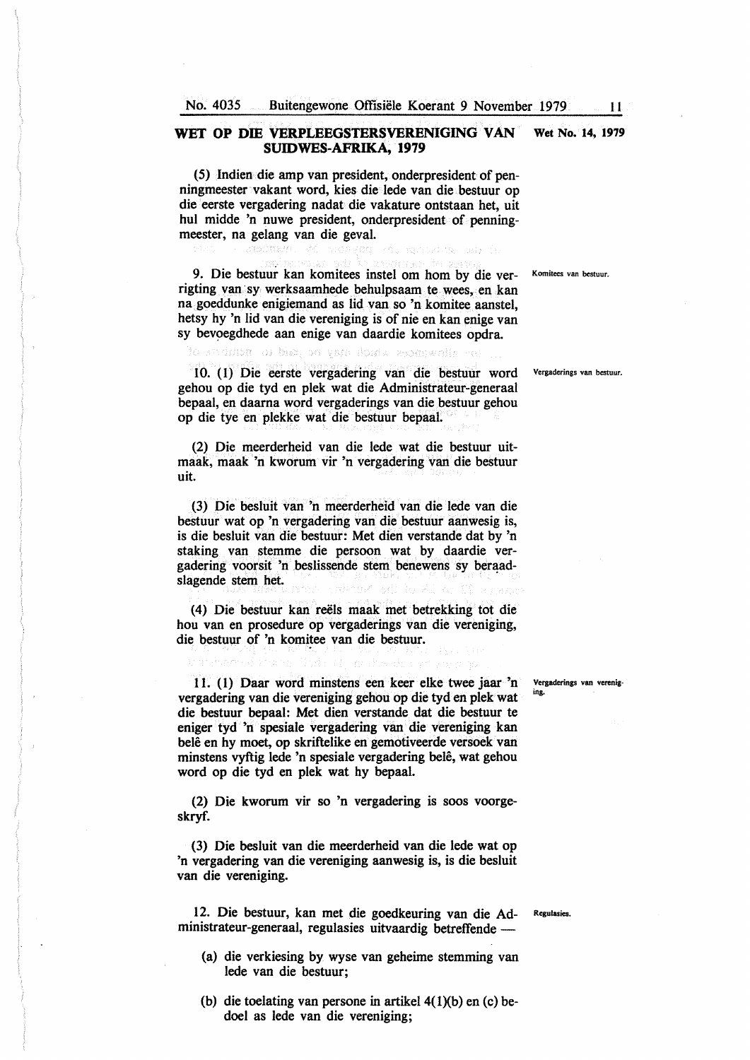## WET OP DIE VERPLEEGSTERSVERENIGING VAN SUIDWES-AFRIKA, 1979

Wet No. 14, 1979

(5) Indien die amp van president, onderpresident of penningmeester vakant word, kies die lede van die bestuur op die eerste vergadering nadat die vakature ontstaan het, uit hul midde 'n nuwe president, onderpresident of penningmeester, na gelang van die geval.

**Komitees van bestuur.**

9. Die bestuur kan komitees instel om hom by die verrigting van sy werksaamhede behulpsaam te wees, en kan na goeddunke enigiemand as lid van so 'n komitee aanstel, hetsy hy 'n lid van die vereniging is of nie en kan enige van sy bevoegdhede aan enige van daardie komitees opdra.

**Vergaderings van bestuur.**

10. (1) Die eerste vergadering van die bestuur word gehou op die tyd en plek wat die Administrateur-generaal bepaal, en daarna word vergaderings van die bestuur gehou op die tye en plekke wat die bestuur bepaal.

(2) Die meerderheid van die lede wat die bestuur uitmaak, maak 'n kworum vir 'n vergadering van die bestuur uit.

(3) Die besluit van 'n meerderheid van die lede van die bestuur wat op 'n vergadering van die bestuur aanwesig is, is die besluit van die bestuur: Met dien verstande dat by 'n staking van stemme die persoon wat by daardie vergadering voorsit 'n beslissende stem benewens sy beraadslagende stem het.

(4) Die bestuur kan reëls maak met betrekking tot die hou van en prosedure op vergaderings van die vereniging, die bestuur of 'n komitee van die bestuur.

**Vergaderings van vereniging.**

11. (1) Daar word minstens een keer elke twee jaar 'n vergadering van die vereniging gehou op die tyd en plek wat die bestuur bepaal: Met dien verstande dat die bestuur te eniger tyd 'n spesiale vergadering van die vereniging kan belê en hy moet, op skriftelike en gemotiveerde versoek van minstens vyftig lede 'n spesiale vergadering belê, wat gehou word op die tyd en plek wat hy bepaal.

(2) Die kworum vir so 'n vergadering is soos voorgeskryf.

(3) Die besluit van die meerderheid van die lede wat op 'n vergadering van die vereniging aanwesig is, is die besluit van die vereniging.

**Regulasies.**

12. Die bestuur, kan met die goedkeuring van die Administrateur-generaal, regulasies uitvaardig betreffende —

(a) die verkiesing by wyse van geheime stemming van lede van die bestuur;

(b) die toelating van persone in artikel 4(1)(b) en (c) bedoel as lede van die vereniging;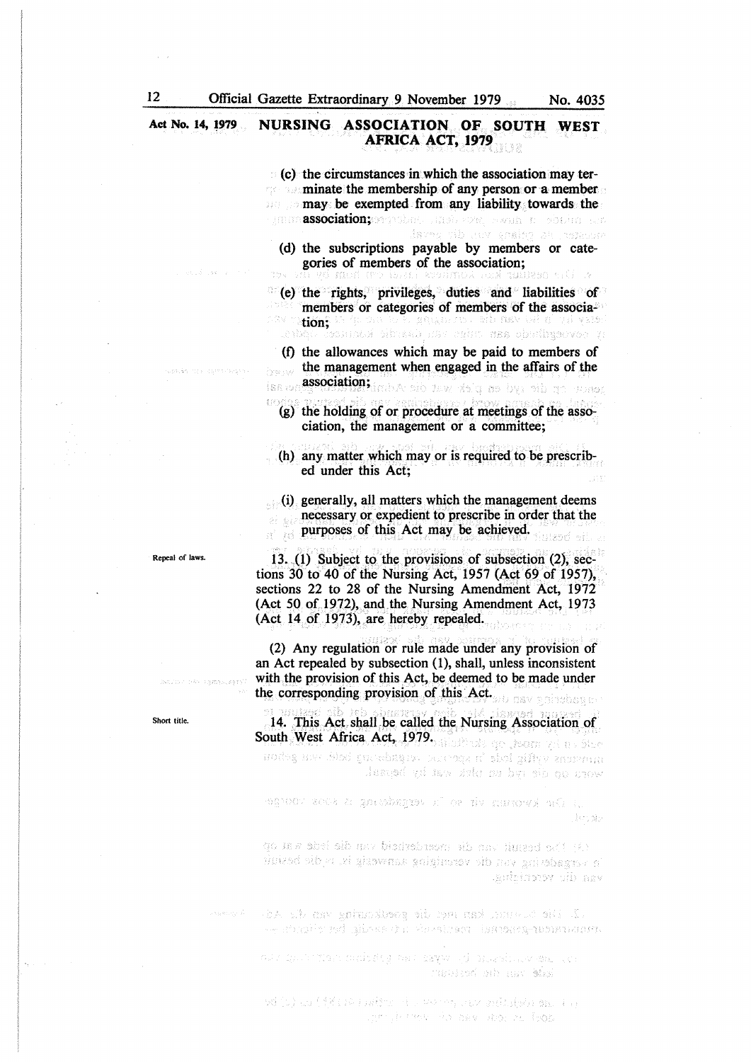**Act No. 14, 1979** **NURSING ASSOCIATION OF SOUTH WEST AFRICA ACT, 1979**

(c) the circumstances in which the association may terminate the membership of any person or a member may be exempted from any liability towards the association;

(d) the subscriptions payable by members or categories of members of the association;

(e) the rights, privileges, duties and liabilities of members or categories of members of the association;

(f) the allowances which may be paid to members of the management when engaged in the affairs of the association;

(g) the holding of or procedure at meetings of the association, the management or a committee;

(h) any matter which may or is required to be prescribed under this Act;

(i) generally, all matters which the management deems necessary or expedient to prescribe in order that the purposes of this Act may be achieved.

Repeal of laws.

13. (1) Subject to the provisions of subsection (2), sections 30 to 40 of the Nursing Act, 1957 (Act 69 of 1957), sections 22 to 28 of the Nursing Amendment Act, 1972 (Act 50 of 1972), and the Nursing Amendment Act, 1973 (Act 14 of 1973), are hereby repealed.

(2) Any regulation or rule made under any provision of an Act repealed by subsection (1), shall, unless inconsistent with the provision of this Act, be deemed to be made under the corresponding provision of this Act.

Short title.

14. This Act shall be called the Nursing Association of South West Africa Act, 1979.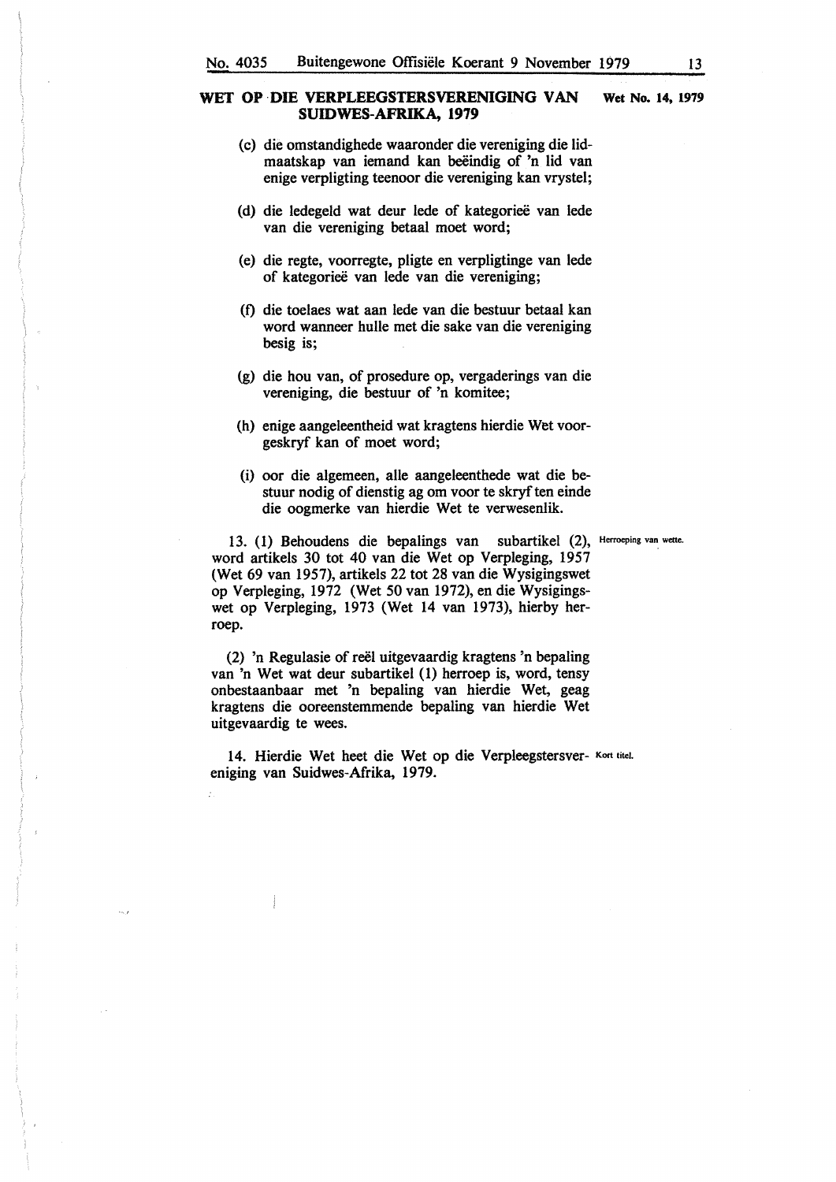(c) die omstandighede waaronder die vereniging die lidmaatskap van iemand kan beëindig of 'n lid van enige verpligting teenoor die vereniging kan vrystel;

(d) die ledegeld wat deur lede of kategorieë van lede van die vereniging betaal moet word;

(e) die regte, voorregte, pligte en verpligtinge van lede of kategorieë van lede van die vereniging;

(f) die toelaes wat aan lede van die bestuur betaal kan word wanneer hulle met die sake van die vereniging besig is;

(g) die hou van, of prosedure op, vergaderings van die vereniging, die bestuur of 'n komitee;

(h) enige aangeleentheid wat kragtens hierdie Wet voorgeskryf kan of moet word;

(i) oor die algemeen, alle aangeleenthede wat die bestuur nodig of dienstig ag om voor te skryf ten einde die oogmerke van hierdie Wet te verwesenlik.

*Herroeping van wette.*

13. (1) Behoudens die bepalings van subartikel (2), word artikels 30 tot 40 van die Wet op Verpleging, 1957 (Wet 69 van 1957), artikels 22 tot 28 van die Wysigingswet op Verpleging, 1972 (Wet 50 van 1972), en die Wysigingswet op Verpleging, 1973 (Wet 14 van 1973), hierby herroep.

(2) 'n Regulasie of reël uitgevaardig kragtens 'n bepaling van 'n Wet wat deur subartikel (1) herroep is, word, tensy onbestaanbaar met 'n bepaling van hierdie Wet, geag kragtens die ooreenstemmende bepaling van hierdie Wet uitgevaardig te wees.

*Kort titel.*

14. Hierdie Wet heet die Wet op die Verpleegstersvereniging van Suidwes-Afrika, 1979.